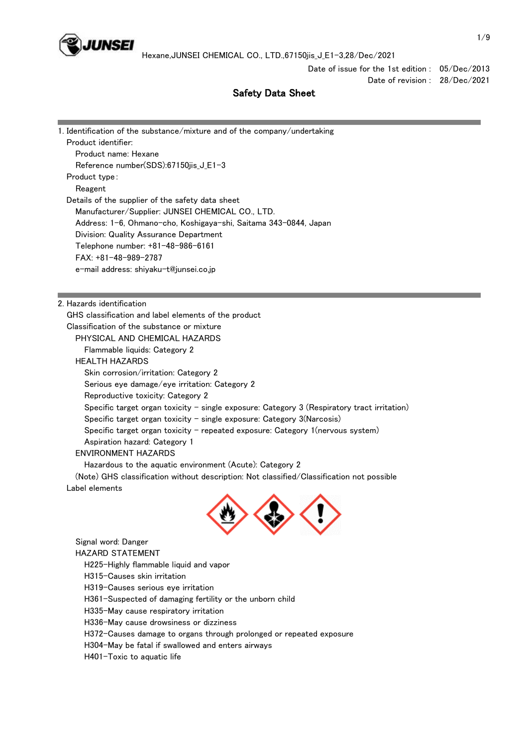Date of issue for the 1st edition : 05/Dec/2013
Date of revision : 28/Dec/2021

# Safety Data Sheet

## 1. Identification of the substance/mixture and of the company/undertaking

Product identifier:

Product name: Hexane

Reference number(SDS):67150jis_J_E1-3

Product type :

Reagent

Details of the supplier of the safety data sheet

Manufacturer/Supplier: JUNSEI CHEMICAL CO., LTD.

Address: 1-6, Ohmano-cho, Koshigaya-shi, Saitama 343-0844, Japan

Division: Quality Assurance Department

Telephone number: +81-48-986-6161

FAX: +81-48-989-2787

e-mail address: shiyaku-t@junsei.co.jp

## 2. Hazards identification

GHS classification and label elements of the product

Classification of the substance or mixture

PHYSICAL AND CHEMICAL HAZARDS

- Flammable liquids: Category 2

HEALTH HAZARDS

- Skin corrosion/irritation: Category 2
- Serious eye damage/eye irritation: Category 2
- Reproductive toxicity: Category 2
- Specific target organ toxicity - single exposure: Category 3 (Respiratory tract irritation)
- Specific target organ toxicity - single exposure: Category 3(Narcosis)
- Specific target organ toxicity - repeated exposure: Category 1(nervous system)
- Aspiration hazard: Category 1

ENVIRONMENT HAZARDS

- Hazardous to the aquatic environment (Acute): Category 2

(Note) GHS classification without description: Not classified/Classification not possible

Label elements

Signal word: Danger

HAZARD STATEMENT

- H225-Highly flammable liquid and vapor
- H315-Causes skin irritation
- H319-Causes serious eye irritation
- H361-Suspected of damaging fertility or the unborn child
- H335-May cause respiratory irritation
- H336-May cause drowsiness or dizziness
- H372-Causes damage to organs through prolonged or repeated exposure
- H304-May be fatal if swallowed and enters airways
- H401-Toxic to aquatic life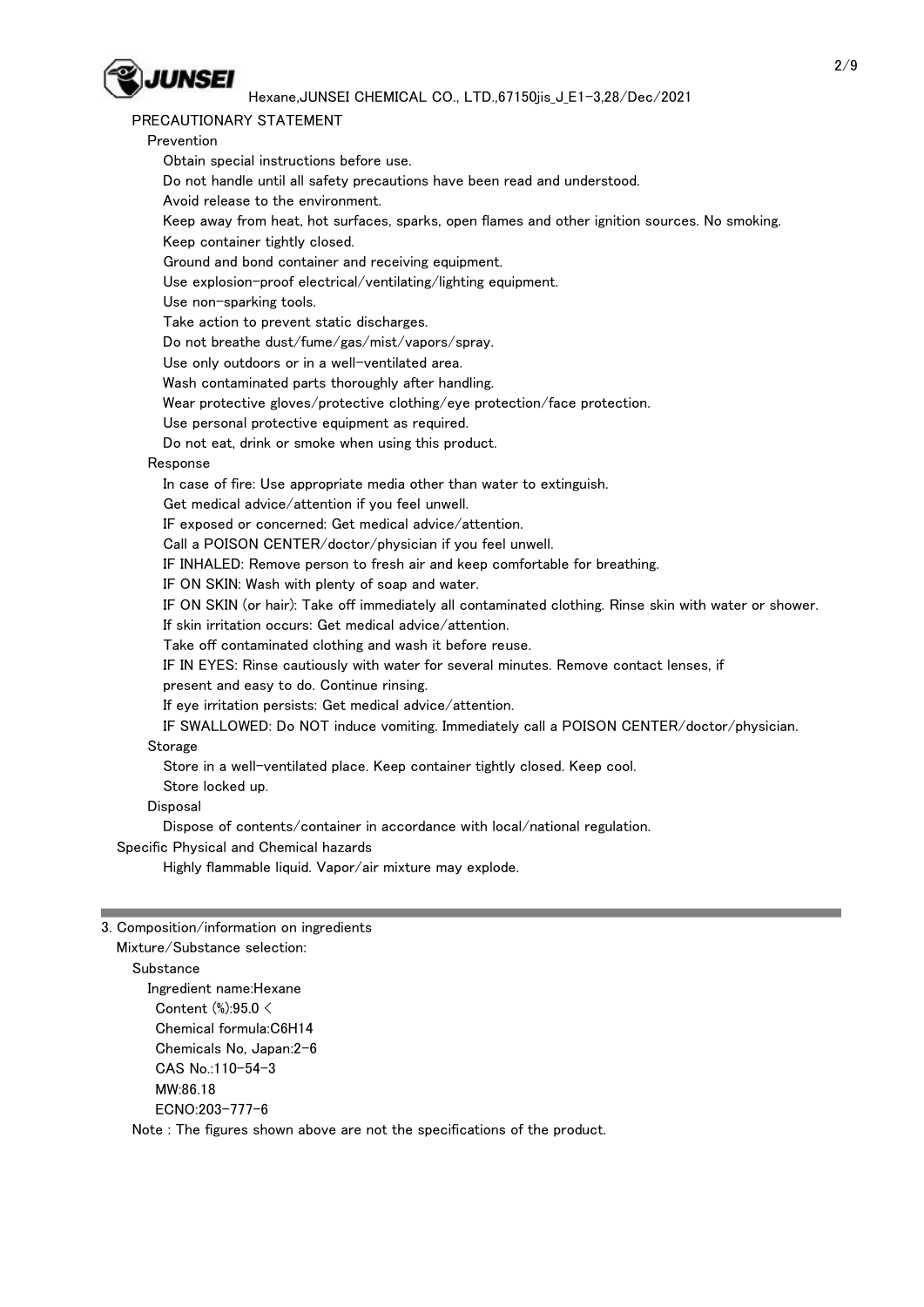PRECAUTIONARY STATEMENT

Prevention

Obtain special instructions before use.
Do not handle until all safety precautions have been read and understood.
Avoid release to the environment.
Keep away from heat, hot surfaces, sparks, open flames and other ignition sources. No smoking.
Keep container tightly closed.
Ground and bond container and receiving equipment.
Use explosion-proof electrical/ventilating/lighting equipment.
Use non-sparking tools.
Take action to prevent static discharges.
Do not breathe dust/fume/gas/mist/vapors/spray.
Use only outdoors or in a well-ventilated area.
Wash contaminated parts thoroughly after handling.
Wear protective gloves/protective clothing/eye protection/face protection.
Use personal protective equipment as required.
Do not eat, drink or smoke when using this product.

Response

In case of fire: Use appropriate media other than water to extinguish.
Get medical advice/attention if you feel unwell.
IF exposed or concerned: Get medical advice/attention.
Call a POISON CENTER/doctor/physician if you feel unwell.
IF INHALED: Remove person to fresh air and keep comfortable for breathing.
IF ON SKIN: Wash with plenty of soap and water.
IF ON SKIN (or hair): Take off immediately all contaminated clothing. Rinse skin with water or shower.
If skin irritation occurs: Get medical advice/attention.
Take off contaminated clothing and wash it before reuse.
IF IN EYES: Rinse cautiously with water for several minutes. Remove contact lenses, if present and easy to do. Continue rinsing.
If eye irritation persists: Get medical advice/attention.
IF SWALLOWED: Do NOT induce vomiting. Immediately call a POISON CENTER/doctor/physician.

Storage

Store in a well-ventilated place. Keep container tightly closed. Keep cool.
Store locked up.

Disposal

Dispose of contents/container in accordance with local/national regulation.

Specific Physical and Chemical hazards

Highly flammable liquid. Vapor/air mixture may explode.

## 3. Composition/information on ingredients

Mixture/Substance selection:

Substance

Ingredient name:Hexane
Content (%):95.0 <
Chemical formula:$C_6H_{14}$
Chemicals No, Japan:2-6
CAS No.:110-54-3
MW:86.18
ECNO:203-777-6

Note : The figures shown above are not the specifications of the product.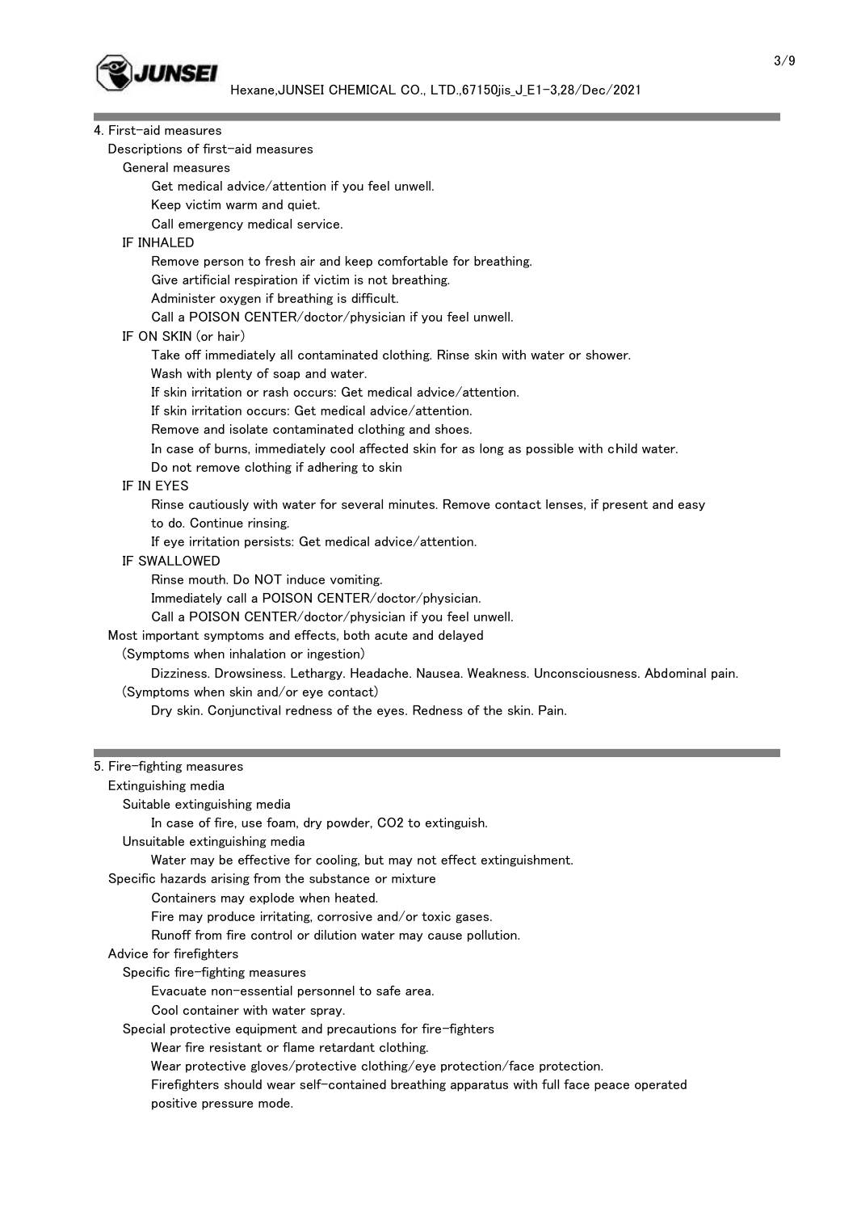## 4. First-aid measures

### Descriptions of first-aid measures

#### General measures

Get medical advice/attention if you feel unwell.
Keep victim warm and quiet.
Call emergency medical service.

#### IF INHALED

Remove person to fresh air and keep comfortable for breathing.
Give artificial respiration if victim is not breathing.
Administer oxygen if breathing is difficult.
Call a POISON CENTER/doctor/physician if you feel unwell.

#### IF ON SKIN (or hair)

Take off immediately all contaminated clothing. Rinse skin with water or shower.
Wash with plenty of soap and water.
If skin irritation or rash occurs: Get medical advice/attention.
If skin irritation occurs: Get medical advice/attention.
Remove and isolate contaminated clothing and shoes.
In case of burns, immediately cool affected skin for as long as possible with child water.
Do not remove clothing if adhering to skin

#### IF IN EYES

Rinse cautiously with water for several minutes. Remove contact lenses, if present and easy to do. Continue rinsing.
If eye irritation persists: Get medical advice/attention.

#### IF SWALLOWED

Rinse mouth. Do NOT induce vomiting.
Immediately call a POISON CENTER/doctor/physician.
Call a POISON CENTER/doctor/physician if you feel unwell.

### Most important symptoms and effects, both acute and delayed

(Symptoms when inhalation or ingestion)

Dizziness. Drowsiness. Lethargy. Headache. Nausea. Weakness. Unconsciousness. Abdominal pain.

(Symptoms when skin and/or eye contact)

Dry skin. Conjunctival redness of the eyes. Redness of the skin. Pain.

## 5. Fire-fighting measures

### Extinguishing media

#### Suitable extinguishing media

In case of fire, use foam, dry powder, $CO_2$ to extinguish.

#### Unsuitable extinguishing media

Water may be effective for cooling, but may not effect extinguishment.

### Specific hazards arising from the substance or mixture

Containers may explode when heated.
Fire may produce irritating, corrosive and/or toxic gases.
Runoff from fire control or dilution water may cause pollution.

### Advice for firefighters

#### Specific fire-fighting measures

Evacuate non-essential personnel to safe area.
Cool container with water spray.

#### Special protective equipment and precautions for fire-fighters

Wear fire resistant or flame retardant clothing.
Wear protective gloves/protective clothing/eye protection/face protection.
Firefighters should wear self-contained breathing apparatus with full face peace operated positive pressure mode.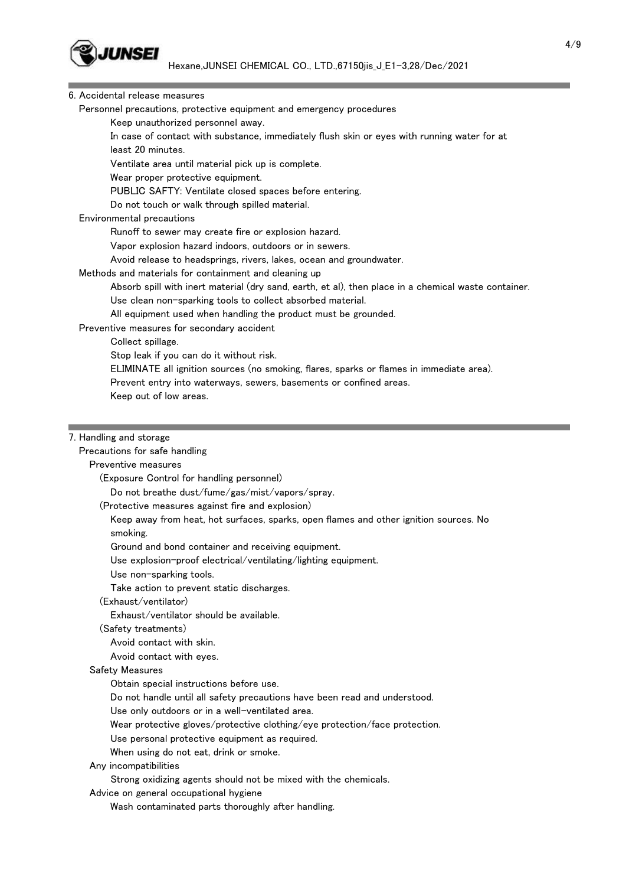## 6. Accidental release measures

### Personnel precautions, protective equipment and emergency procedures

Keep unauthorized personnel away.

In case of contact with substance, immediately flush skin or eyes with running water for at least 20 minutes.

Ventilate area until material pick up is complete.

Wear proper protective equipment.

PUBLIC SAFTY: Ventilate closed spaces before entering.

Do not touch or walk through spilled material.

### Environmental precautions

Runoff to sewer may create fire or explosion hazard.

Vapor explosion hazard indoors, outdoors or in sewers.

Avoid release to headsprings, rivers, lakes, ocean and groundwater.

### Methods and materials for containment and cleaning up

Absorb spill with inert material (dry sand, earth, et al), then place in a chemical waste container.

Use clean non-sparking tools to collect absorbed material.

All equipment used when handling the product must be grounded.

### Preventive measures for secondary accident

Collect spillage.

Stop leak if you can do it without risk.

ELIMINATE all ignition sources (no smoking, flares, sparks or flames in immediate area).

Prevent entry into waterways, sewers, basements or confined areas.

Keep out of low areas.

## 7. Handling and storage

### Precautions for safe handling

#### Preventive measures

(Exposure Control for handling personnel)

Do not breathe dust/fume/gas/mist/vapors/spray.

(Protective measures against fire and explosion)

Keep away from heat, hot surfaces, sparks, open flames and other ignition sources. No smoking.

Ground and bond container and receiving equipment.

Use explosion-proof electrical/ventilating/lighting equipment.

Use non-sparking tools.

Take action to prevent static discharges.

(Exhaust/ventilator)

Exhaust/ventilator should be available.

(Safety treatments)

Avoid contact with skin.

Avoid contact with eyes.

#### Safety Measures

Obtain special instructions before use.

Do not handle until all safety precautions have been read and understood.

Use only outdoors or in a well-ventilated area.

Wear protective gloves/protective clothing/eye protection/face protection.

Use personal protective equipment as required.

When using do not eat, drink or smoke.

#### Any incompatibilities

Strong oxidizing agents should not be mixed with the chemicals.

#### Advice on general occupational hygiene

Wash contaminated parts thoroughly after handling.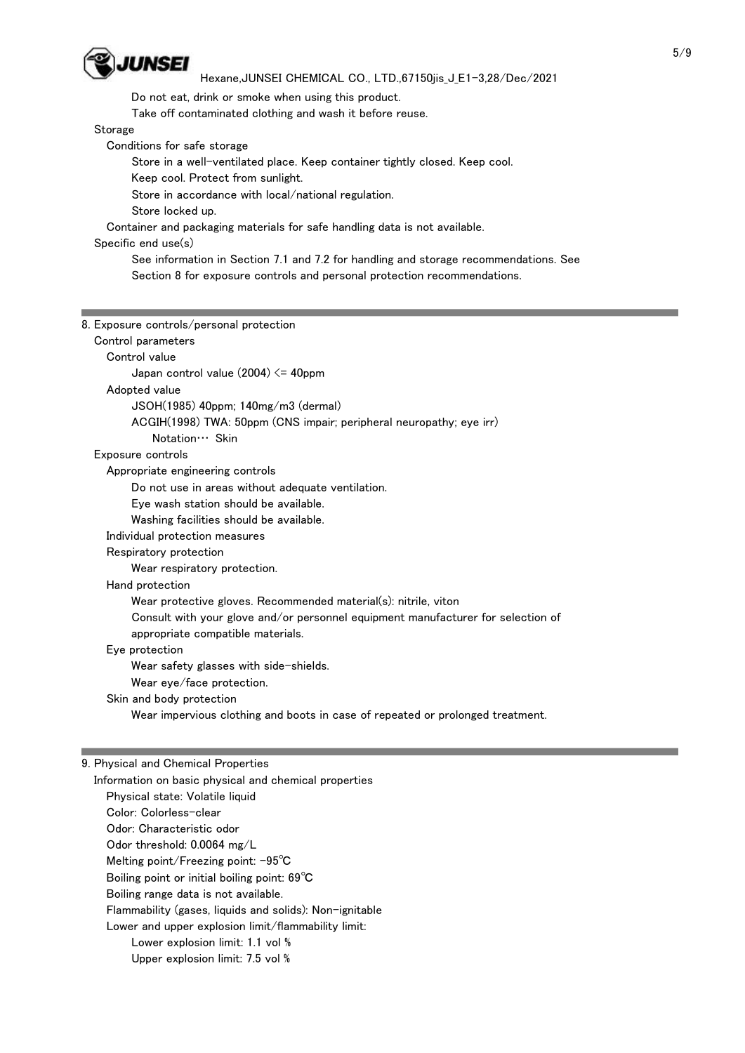Do not eat, drink or smoke when using this product.
Take off contaminated clothing and wash it before reuse.

Storage

Conditions for safe storage

Store in a well-ventilated place. Keep container tightly closed. Keep cool.
Keep cool. Protect from sunlight.
Store in accordance with local/national regulation.
Store locked up.

Container and packaging materials for safe handling data is not available.

Specific end use(s)

See information in Section 7.1 and 7.2 for handling and storage recommendations. See Section 8 for exposure controls and personal protection recommendations.

## 8. Exposure controls/personal protection

Control parameters

Control value

Japan control value (2004) <= 40ppm

Adopted value

JSOH(1985) 40ppm; 140mg/m3 (dermal)
ACGIH(1998) TWA: 50ppm (CNS impair; peripheral neuropathy; eye irr)
Notation… Skin

Exposure controls

Appropriate engineering controls

Do not use in areas without adequate ventilation.
Eye wash station should be available.
Washing facilities should be available.

Individual protection measures

Respiratory protection

Wear respiratory protection.

Hand protection

Wear protective gloves. Recommended material(s): nitrile, viton
Consult with your glove and/or personnel equipment manufacturer for selection of appropriate compatible materials.

Eye protection

Wear safety glasses with side-shields.
Wear eye/face protection.

Skin and body protection

Wear impervious clothing and boots in case of repeated or prolonged treatment.

## 9. Physical and Chemical Properties

Information on basic physical and chemical properties

Physical state: Volatile liquid
Color: Colorless-clear
Odor: Characteristic odor
Odor threshold: 0.0064 mg/L
Melting point/Freezing point: -95℃
Boiling point or initial boiling point: 69℃
Boiling range data is not available.
Flammability (gases, liquids and solids): Non-ignitable
Lower and upper explosion limit/flammability limit:

Lower explosion limit: 1.1 vol %
Upper explosion limit: 7.5 vol %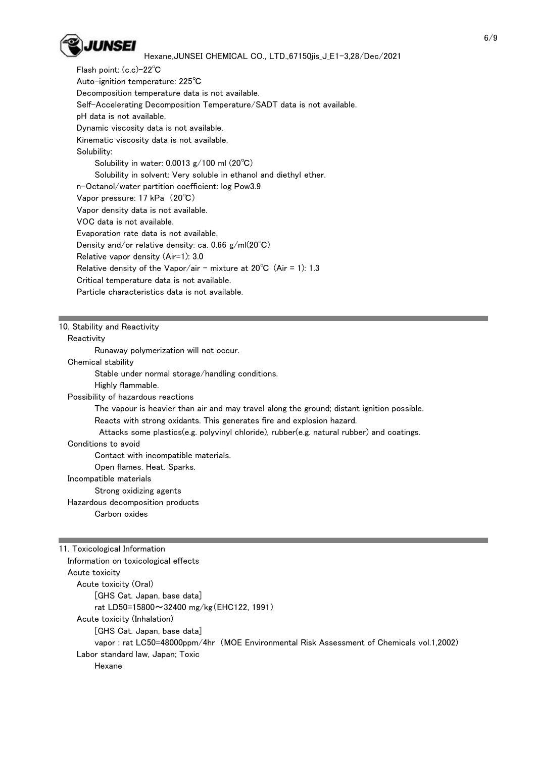Flash point: (c.c)-22℃

Auto-ignition temperature: 225℃

Decomposition temperature data is not available.

Self-Accelerating Decomposition Temperature/SADT data is not available.

pH data is not available.

Dynamic viscosity data is not available.

Kinematic viscosity data is not available.

Solubility:

Solubility in water: 0.0013 g/100 ml (20℃)

Solubility in solvent: Very soluble in ethanol and diethyl ether.

n-Octanol/water partition coefficient: log Pow3.9

Vapor pressure: 17 kPa (20℃)

Vapor density data is not available.

VOC data is not available.

Evaporation rate data is not available.

Density and/or relative density: ca. 0.66 g/ml(20℃)

Relative vapor density (Air=1): 3.0

Relative density of the Vapor/air - mixture at 20℃ (Air = 1): 1.3

Critical temperature data is not available.

Particle characteristics data is not available.

## 10. Stability and Reactivity

Reactivity

Runaway polymerization will not occur.

Chemical stability

Stable under normal storage/handling conditions.

Highly flammable.

Possibility of hazardous reactions

The vapour is heavier than air and may travel along the ground; distant ignition possible.

Reacts with strong oxidants. This generates fire and explosion hazard.

Attacks some plastics(e.g. polyvinyl chloride), rubber(e.g. natural rubber) and coatings.

Conditions to avoid

Contact with incompatible materials.

Open flames. Heat. Sparks.

Incompatible materials

Strong oxidizing agents

Hazardous decomposition products

Carbon oxides

## 11. Toxicological Information

Information on toxicological effects

Acute toxicity

Acute toxicity (Oral)

[GHS Cat. Japan, base data]

rat LD50=15800～32400 mg/kg(EHC122, 1991)

Acute toxicity (Inhalation)

[GHS Cat. Japan, base data]

vapor : rat LC50=48000ppm/4hr (MOE Environmental Risk Assessment of Chemicals vol.1,2002)

Labor standard law, Japan; Toxic

Hexane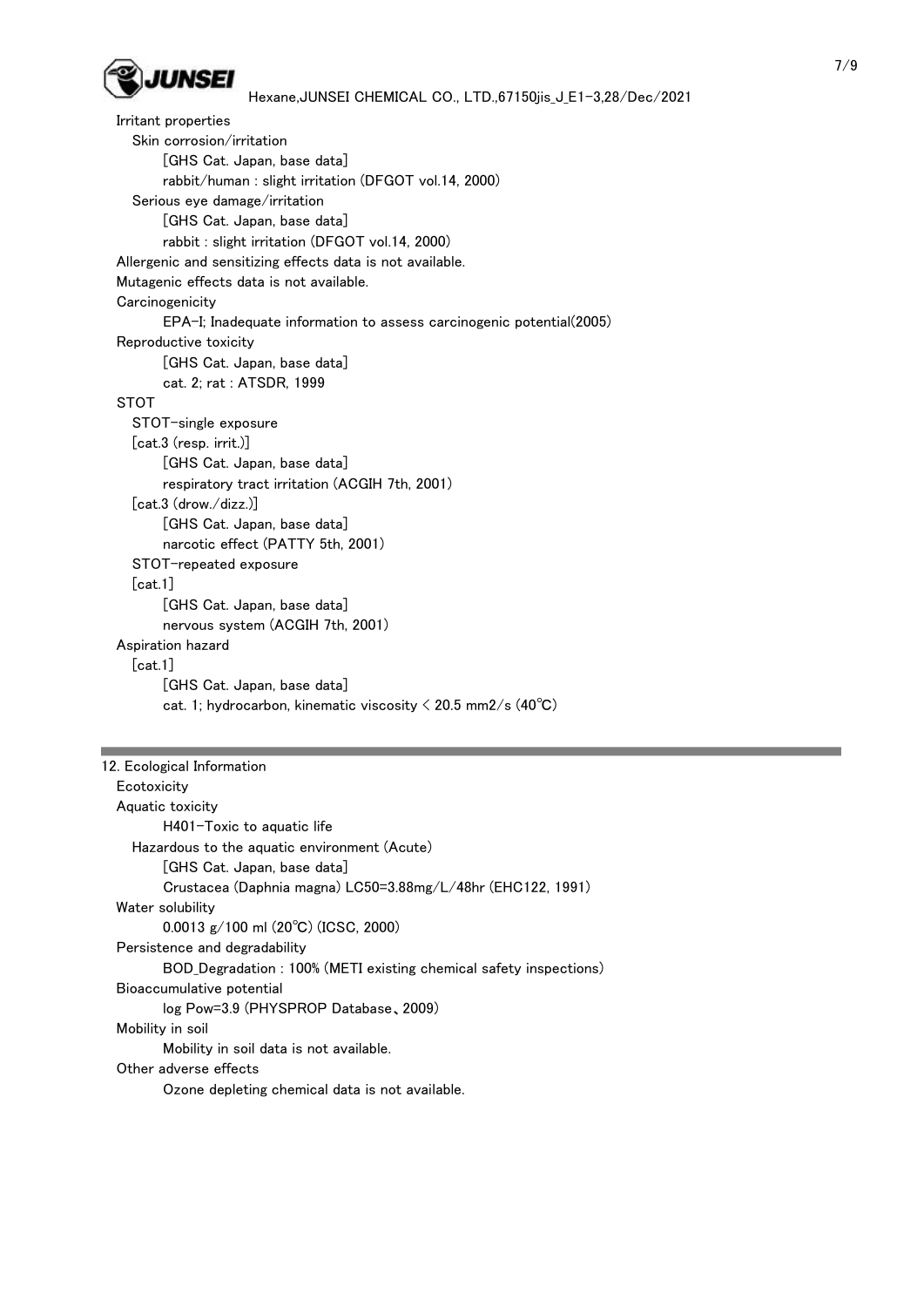Irritant properties

Skin corrosion/irritation

[GHS Cat. Japan, base data]

rabbit/human : slight irritation (DFGOT vol.14, 2000)

Serious eye damage/irritation

[GHS Cat. Japan, base data]

rabbit : slight irritation (DFGOT vol.14, 2000)

Allergenic and sensitizing effects data is not available.

Mutagenic effects data is not available.

Carcinogenicity

EPA-I; Inadequate information to assess carcinogenic potential(2005)

Reproductive toxicity

[GHS Cat. Japan, base data]

cat. 2; rat : ATSDR, 1999

STOT

STOT-single exposure

[cat.3 (resp. irrit.)]

[GHS Cat. Japan, base data]

respiratory tract irritation (ACGIH 7th, 2001)

[cat.3 (drow./dizz.)]

[GHS Cat. Japan, base data]

narcotic effect (PATTY 5th, 2001)

STOT-repeated exposure

[cat.1]

[GHS Cat. Japan, base data]

nervous system (ACGIH 7th, 2001)

Aspiration hazard

[cat.1]

[GHS Cat. Japan, base data]

cat. 1; hydrocarbon, kinematic viscosity < 20.5 mm2/s (40℃)

## 12. Ecological Information

Ecotoxicity

Aquatic toxicity

H401-Toxic to aquatic life

Hazardous to the aquatic environment (Acute)

[GHS Cat. Japan, base data]

Crustacea (Daphnia magna) LC50=3.88mg/L/48hr (EHC122, 1991)

Water solubility

0.0013 g/100 ml (20℃) (ICSC, 2000)

Persistence and degradability

BOD_Degradation : 100% (METI existing chemical safety inspections)

Bioaccumulative potential

log Pow=3.9 (PHYSPROP Database、2009)

Mobility in soil

Mobility in soil data is not available.

Other adverse effects

Ozone depleting chemical data is not available.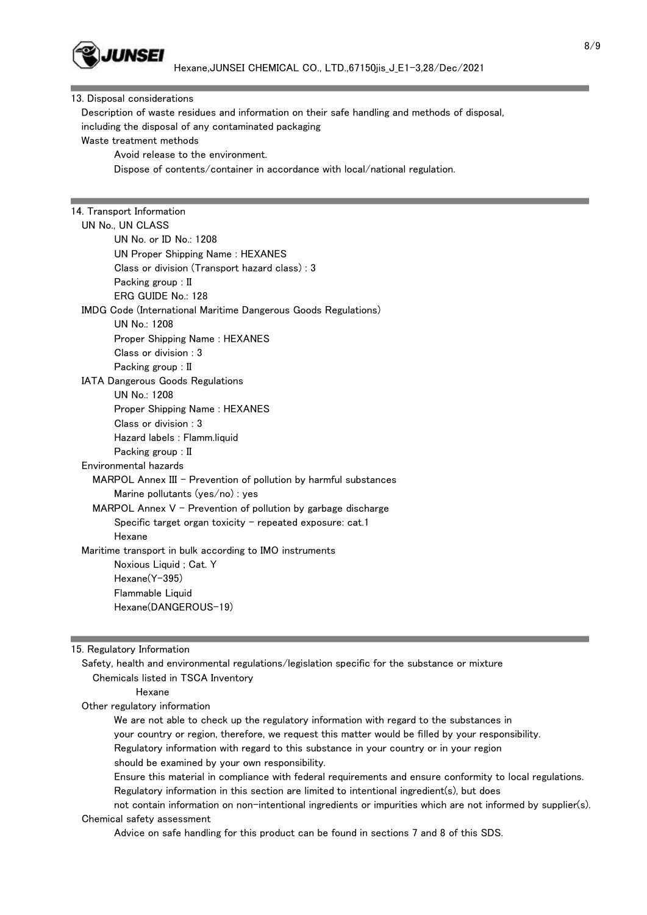## 13. Disposal considerations

Description of waste residues and information on their safe handling and methods of disposal, including the disposal of any contaminated packaging

Waste treatment methods

Avoid release to the environment.

Dispose of contents/container in accordance with local/national regulation.

## 14. Transport Information

UN No., UN CLASS

UN No. or ID No.: 1208

UN Proper Shipping Name : HEXANES

Class or division (Transport hazard class) : 3

Packing group : II

ERG GUIDE No.: 128

IMDG Code (International Maritime Dangerous Goods Regulations)

UN No.: 1208

Proper Shipping Name : HEXANES

Class or division : 3

Packing group : II

IATA Dangerous Goods Regulations

UN No.: 1208

Proper Shipping Name : HEXANES

Class or division : 3

Hazard labels : Flamm.liquid

Packing group : II

Environmental hazards

MARPOL Annex III - Prevention of pollution by harmful substances

Marine pollutants (yes/no) : yes

MARPOL Annex V - Prevention of pollution by garbage discharge

Specific target organ toxicity - repeated exposure: cat.1

Hexane

Maritime transport in bulk according to IMO instruments

Noxious Liquid ; Cat. Y

Hexane(Y-395)

Flammable Liquid

Hexane(DANGEROUS-19)

## 15. Regulatory Information

Safety, health and environmental regulations/legislation specific for the substance or mixture

Chemicals listed in TSCA Inventory

Hexane

Other regulatory information

We are not able to check up the regulatory information with regard to the substances in your country or region, therefore, we request this matter would be filled by your responsibility.

Regulatory information with regard to this substance in your country or in your region should be examined by your own responsibility.

Ensure this material in compliance with federal requirements and ensure conformity to local regulations.

Regulatory information in this section are limited to intentional ingredient(s), but does not contain information on non-intentional ingredients or impurities which are not informed by supplier(s).

Chemical safety assessment

Advice on safe handling for this product can be found in sections 7 and 8 of this SDS.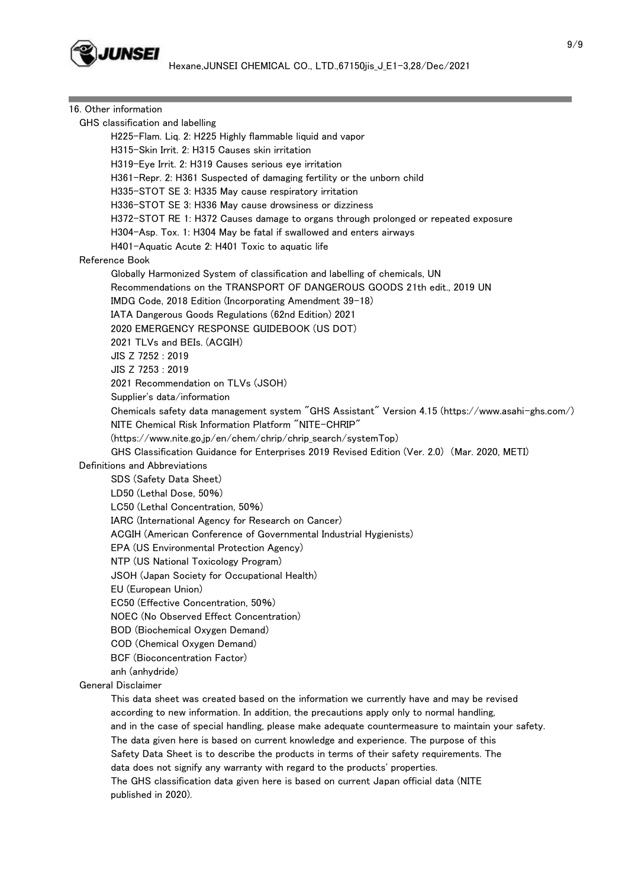## 16. Other information

**GHS classification and labelling**

- H225-Flam. Liq. 2: H225 Highly flammable liquid and vapor
- H315-Skin Irrit. 2: H315 Causes skin irritation
- H319-Eye Irrit. 2: H319 Causes serious eye irritation
- H361-Repr. 2: H361 Suspected of damaging fertility or the unborn child
- H335-STOT SE 3: H335 May cause respiratory irritation
- H336-STOT SE 3: H336 May cause drowsiness or dizziness
- H372-STOT RE 1: H372 Causes damage to organs through prolonged or repeated exposure
- H304-Asp. Tox. 1: H304 May be fatal if swallowed and enters airways
- H401-Aquatic Acute 2: H401 Toxic to aquatic life

**Reference Book**

- Globally Harmonized System of classification and labelling of chemicals, UN
- Recommendations on the TRANSPORT OF DANGEROUS GOODS 21th edit., 2019 UN
- IMDG Code, 2018 Edition (Incorporating Amendment 39-18)
- IATA Dangerous Goods Regulations (62nd Edition) 2021
- 2020 EMERGENCY RESPONSE GUIDEBOOK (US DOT)
- 2021 TLVs and BEIs. (ACGIH)
- JIS Z 7252 : 2019
- JIS Z 7253 : 2019
- 2021 Recommendation on TLVs (JSOH)
- Supplier's data/information
- Chemicals safety data management system "GHS Assistant" Version 4.15 (https://www.asahi-ghs.com/)
- NITE Chemical Risk Information Platform "NITE-CHRIP" (https://www.nite.go.jp/en/chem/chrip/chrip_search/systemTop)
- GHS Classification Guidance for Enterprises 2019 Revised Edition (Ver. 2.0) (Mar. 2020, METI)

**Definitions and Abbreviations**

- SDS (Safety Data Sheet)
- LD50 (Lethal Dose, 50%)
- LC50 (Lethal Concentration, 50%)
- IARC (International Agency for Research on Cancer)
- ACGIH (American Conference of Governmental Industrial Hygienists)
- EPA (US Environmental Protection Agency)
- NTP (US National Toxicology Program)
- JSOH (Japan Society for Occupational Health)
- EU (European Union)
- EC50 (Effective Concentration, 50%)
- NOEC (No Observed Effect Concentration)
- BOD (Biochemical Oxygen Demand)
- COD (Chemical Oxygen Demand)
- BCF (Bioconcentration Factor)
- anh (anhydride)

**General Disclaimer**

This data sheet was created based on the information we currently have and may be revised according to new information. In addition, the precautions apply only to normal handling, and in the case of special handling, please make adequate countermeasure to maintain your safety. The data given here is based on current knowledge and experience. The purpose of this Safety Data Sheet is to describe the products in terms of their safety requirements. The data does not signify any warranty with regard to the products' properties. The GHS classification data given here is based on current Japan official data (NITE published in 2020).